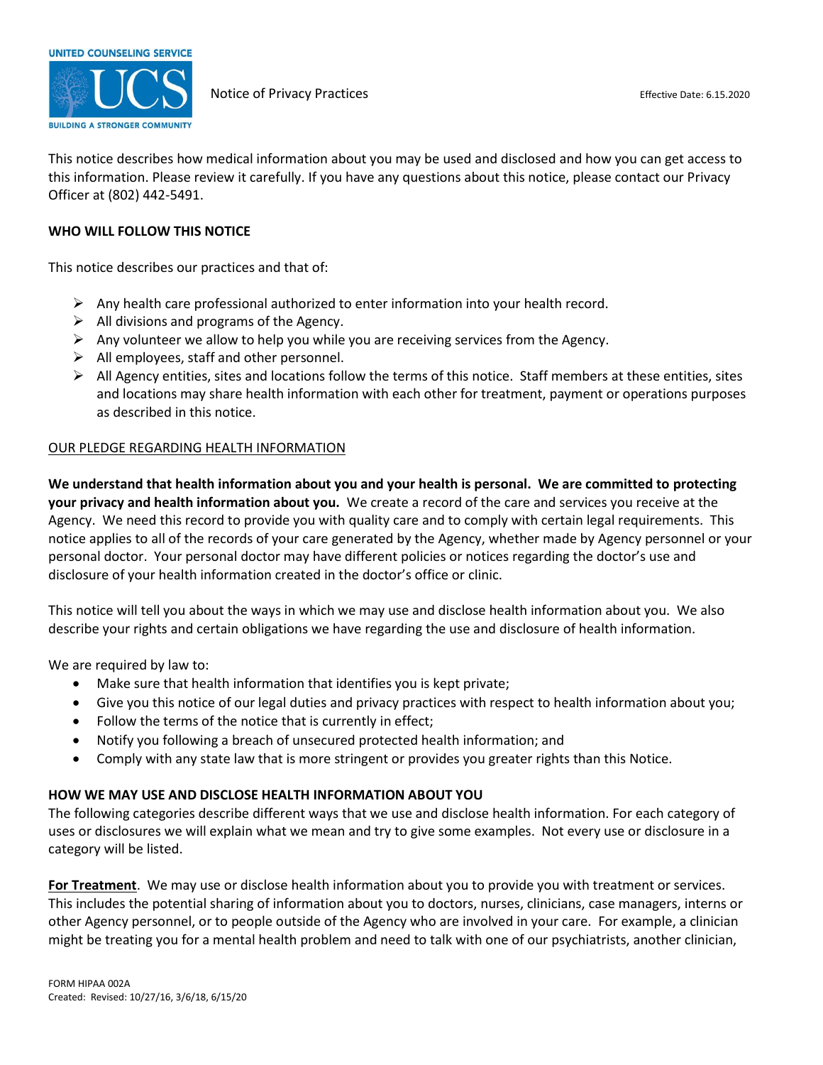UNITED COUNSELING SERVICE

UCS

BUILDING A STRONGER COMMUNITY

Notice of Privacy Practices

Effective Date: 6.15.2020

This notice describes how medical information about you may be used and disclosed and how you can get access to this information. Please review it carefully. If you have any questions about this notice, please contact our Privacy Officer at (802) 442-5491.

## WHO WILL FOLLOW THIS NOTICE

This notice describes our practices and that of:

- Any health care professional authorized to enter information into your health record.
- All divisions and programs of the Agency.
- Any volunteer we allow to help you while you are receiving services from the Agency.
- All employees, staff and other personnel.
- All Agency entities, sites and locations follow the terms of this notice. Staff members at these entities, sites and locations may share health information with each other for treatment, payment or operations purposes as described in this notice.

### OUR PLEDGE REGARDING HEALTH INFORMATION

**We understand that health information about you and your health is personal. We are committed to protecting your privacy and health information about you.** We create a record of the care and services you receive at the Agency. We need this record to provide you with quality care and to comply with certain legal requirements. This notice applies to all of the records of your care generated by the Agency, whether made by Agency personnel or your personal doctor. Your personal doctor may have different policies or notices regarding the doctor's use and disclosure of your health information created in the doctor's office or clinic.

This notice will tell you about the ways in which we may use and disclose health information about you. We also describe your rights and certain obligations we have regarding the use and disclosure of health information.

We are required by law to:

- Make sure that health information that identifies you is kept private;
- Give you this notice of our legal duties and privacy practices with respect to health information about you;
- Follow the terms of the notice that is currently in effect;
- Notify you following a breach of unsecured protected health information; and
- Comply with any state law that is more stringent or provides you greater rights than this Notice.

## HOW WE MAY USE AND DISCLOSE HEALTH INFORMATION ABOUT YOU

The following categories describe different ways that we use and disclose health information. For each category of uses or disclosures we will explain what we mean and try to give some examples. Not every use or disclosure in a category will be listed.

**For Treatment**. We may use or disclose health information about you to provide you with treatment or services. This includes the potential sharing of information about you to doctors, nurses, clinicians, case managers, interns or other Agency personnel, or to people outside of the Agency who are involved in your care. For example, a clinician might be treating you for a mental health problem and need to talk with one of our psychiatrists, another clinician,

FORM HIPAA 002A
Created: Revised: 10/27/16, 3/6/18, 6/15/20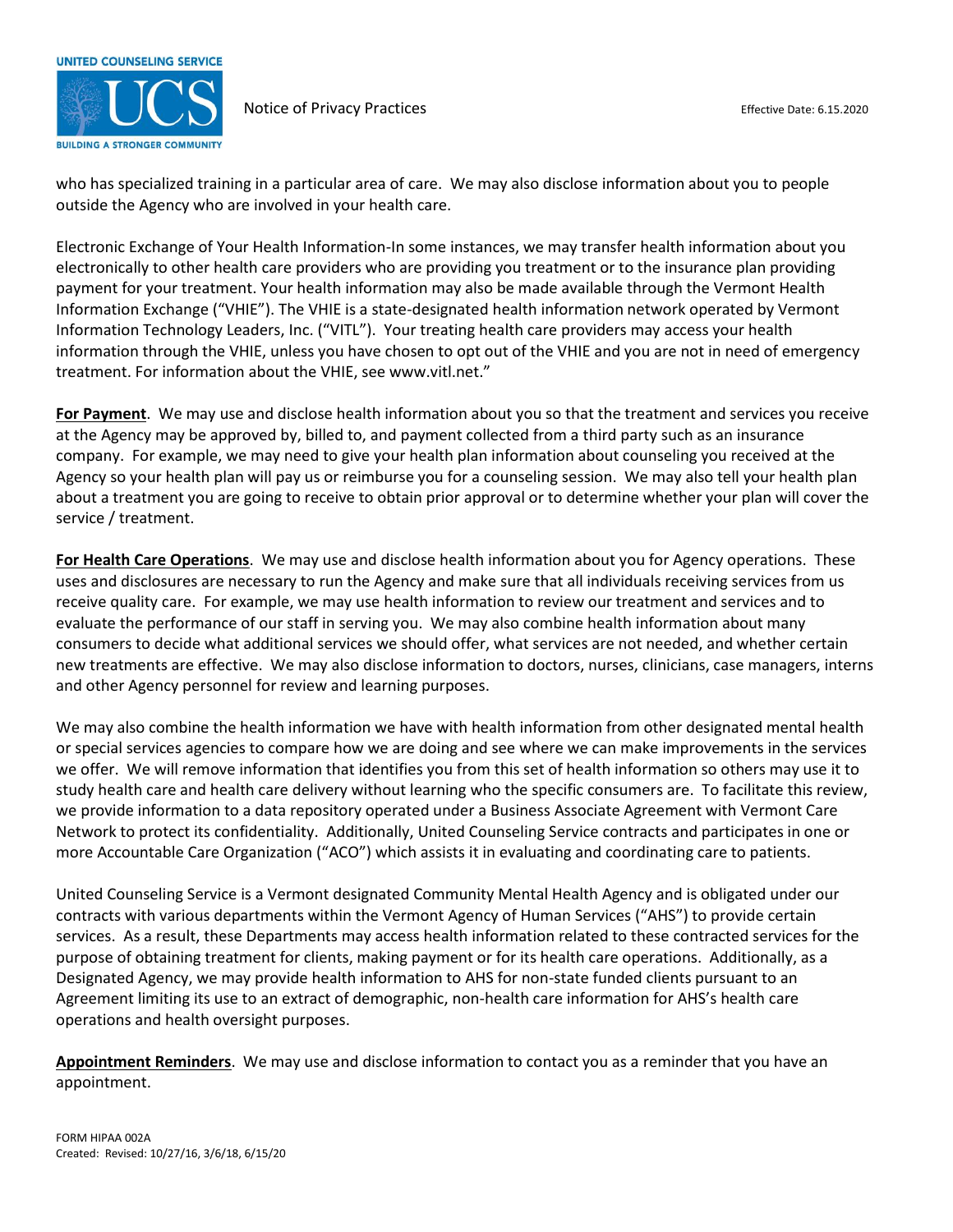who has specialized training in a particular area of care. We may also disclose information about you to people outside the Agency who are involved in your health care.

Electronic Exchange of Your Health Information-In some instances, we may transfer health information about you electronically to other health care providers who are providing you treatment or to the insurance plan providing payment for your treatment. Your health information may also be made available through the Vermont Health Information Exchange ("VHIE"). The VHIE is a state-designated health information network operated by Vermont Information Technology Leaders, Inc. ("VITL"). Your treating health care providers may access your health information through the VHIE, unless you have chosen to opt out of the VHIE and you are not in need of emergency treatment. For information about the VHIE, see www.vitl.net."

**For Payment**. We may use and disclose health information about you so that the treatment and services you receive at the Agency may be approved by, billed to, and payment collected from a third party such as an insurance company. For example, we may need to give your health plan information about counseling you received at the Agency so your health plan will pay us or reimburse you for a counseling session. We may also tell your health plan about a treatment you are going to receive to obtain prior approval or to determine whether your plan will cover the service / treatment.

**For Health Care Operations**. We may use and disclose health information about you for Agency operations. These uses and disclosures are necessary to run the Agency and make sure that all individuals receiving services from us receive quality care. For example, we may use health information to review our treatment and services and to evaluate the performance of our staff in serving you. We may also combine health information about many consumers to decide what additional services we should offer, what services are not needed, and whether certain new treatments are effective. We may also disclose information to doctors, nurses, clinicians, case managers, interns and other Agency personnel for review and learning purposes.

We may also combine the health information we have with health information from other designated mental health or special services agencies to compare how we are doing and see where we can make improvements in the services we offer. We will remove information that identifies you from this set of health information so others may use it to study health care and health care delivery without learning who the specific consumers are. To facilitate this review, we provide information to a data repository operated under a Business Associate Agreement with Vermont Care Network to protect its confidentiality. Additionally, United Counseling Service contracts and participates in one or more Accountable Care Organization ("ACO") which assists it in evaluating and coordinating care to patients.

United Counseling Service is a Vermont designated Community Mental Health Agency and is obligated under our contracts with various departments within the Vermont Agency of Human Services ("AHS") to provide certain services. As a result, these Departments may access health information related to these contracted services for the purpose of obtaining treatment for clients, making payment or for its health care operations. Additionally, as a Designated Agency, we may provide health information to AHS for non-state funded clients pursuant to an Agreement limiting its use to an extract of demographic, non-health care information for AHS's health care operations and health oversight purposes.

**Appointment Reminders**. We may use and disclose information to contact you as a reminder that you have an appointment.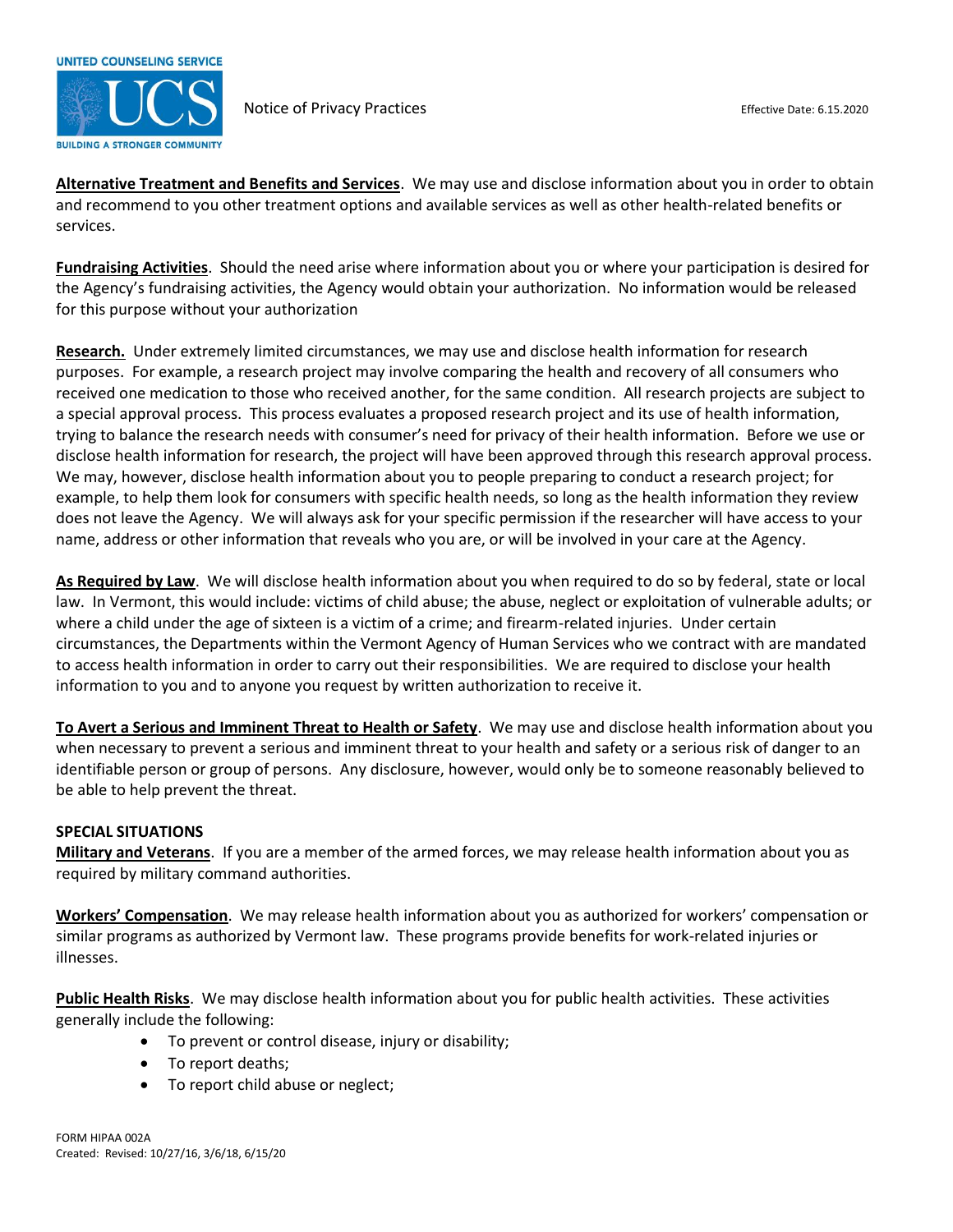**Alternative Treatment and Benefits and Services**. We may use and disclose information about you in order to obtain and recommend to you other treatment options and available services as well as other health-related benefits or services.

**Fundraising Activities**. Should the need arise where information about you or where your participation is desired for the Agency's fundraising activities, the Agency would obtain your authorization. No information would be released for this purpose without your authorization

**Research.** Under extremely limited circumstances, we may use and disclose health information for research purposes. For example, a research project may involve comparing the health and recovery of all consumers who received one medication to those who received another, for the same condition. All research projects are subject to a special approval process. This process evaluates a proposed research project and its use of health information, trying to balance the research needs with consumer's need for privacy of their health information. Before we use or disclose health information for research, the project will have been approved through this research approval process. We may, however, disclose health information about you to people preparing to conduct a research project; for example, to help them look for consumers with specific health needs, so long as the health information they review does not leave the Agency. We will always ask for your specific permission if the researcher will have access to your name, address or other information that reveals who you are, or will be involved in your care at the Agency.

**As Required by Law**. We will disclose health information about you when required to do so by federal, state or local law. In Vermont, this would include: victims of child abuse; the abuse, neglect or exploitation of vulnerable adults; or where a child under the age of sixteen is a victim of a crime; and firearm-related injuries. Under certain circumstances, the Departments within the Vermont Agency of Human Services who we contract with are mandated to access health information in order to carry out their responsibilities. We are required to disclose your health information to you and to anyone you request by written authorization to receive it.

**To Avert a Serious and Imminent Threat to Health or Safety**. We may use and disclose health information about you when necessary to prevent a serious and imminent threat to your health and safety or a serious risk of danger to an identifiable person or group of persons. Any disclosure, however, would only be to someone reasonably believed to be able to help prevent the threat.

**SPECIAL SITUATIONS**

**Military and Veterans**. If you are a member of the armed forces, we may release health information about you as required by military command authorities.

**Workers' Compensation**. We may release health information about you as authorized for workers' compensation or similar programs as authorized by Vermont law. These programs provide benefits for work-related injuries or illnesses.

**Public Health Risks**. We may disclose health information about you for public health activities. These activities generally include the following:

- To prevent or control disease, injury or disability;
- To report deaths;
- To report child abuse or neglect;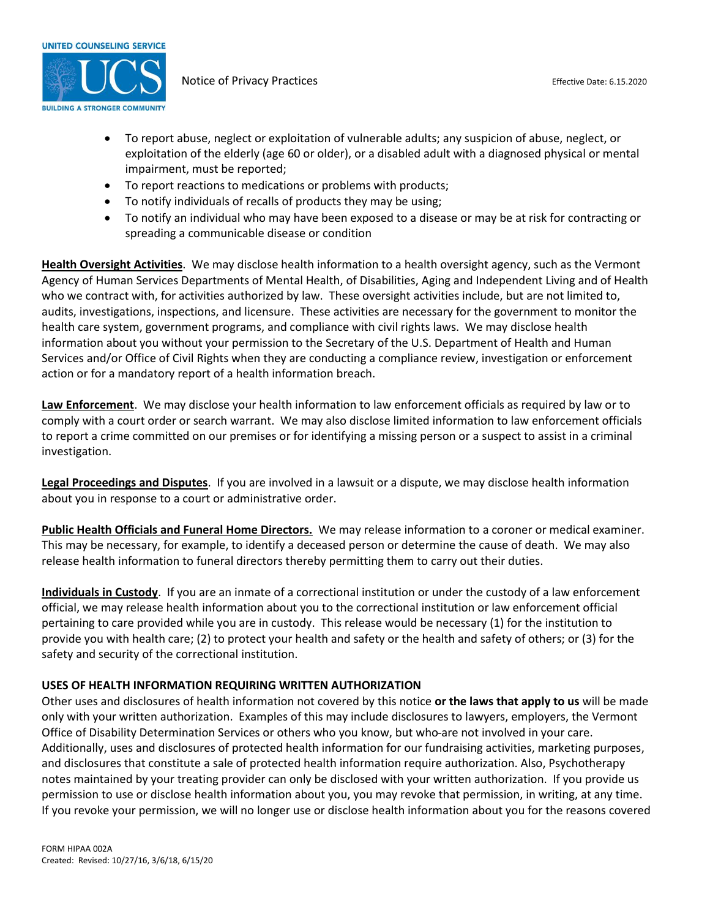- To report abuse, neglect or exploitation of vulnerable adults; any suspicion of abuse, neglect, or exploitation of the elderly (age 60 or older), or a disabled adult with a diagnosed physical or mental impairment, must be reported;
- To report reactions to medications or problems with products;
- To notify individuals of recalls of products they may be using;
- To notify an individual who may have been exposed to a disease or may be at risk for contracting or spreading a communicable disease or condition

**Health Oversight Activities**. We may disclose health information to a health oversight agency, such as the Vermont Agency of Human Services Departments of Mental Health, of Disabilities, Aging and Independent Living and of Health who we contract with, for activities authorized by law. These oversight activities include, but are not limited to, audits, investigations, inspections, and licensure. These activities are necessary for the government to monitor the health care system, government programs, and compliance with civil rights laws. We may disclose health information about you without your permission to the Secretary of the U.S. Department of Health and Human Services and/or Office of Civil Rights when they are conducting a compliance review, investigation or enforcement action or for a mandatory report of a health information breach.

**Law Enforcement**. We may disclose your health information to law enforcement officials as required by law or to comply with a court order or search warrant. We may also disclose limited information to law enforcement officials to report a crime committed on our premises or for identifying a missing person or a suspect to assist in a criminal investigation.

**Legal Proceedings and Disputes**. If you are involved in a lawsuit or a dispute, we may disclose health information about you in response to a court or administrative order.

**Public Health Officials and Funeral Home Directors.** We may release information to a coroner or medical examiner. This may be necessary, for example, to identify a deceased person or determine the cause of death. We may also release health information to funeral directors thereby permitting them to carry out their duties.

**Individuals in Custody**. If you are an inmate of a correctional institution or under the custody of a law enforcement official, we may release health information about you to the correctional institution or law enforcement official pertaining to care provided while you are in custody. This release would be necessary (1) for the institution to provide you with health care; (2) to protect your health and safety or the health and safety of others; or (3) for the safety and security of the correctional institution.

**USES OF HEALTH INFORMATION REQUIRING WRITTEN AUTHORIZATION**

Other uses and disclosures of health information not covered by this notice **or the laws that apply to us** will be made only with your written authorization. Examples of this may include disclosures to lawyers, employers, the Vermont Office of Disability Determination Services or others who you know, but who are not involved in your care. Additionally, uses and disclosures of protected health information for our fundraising activities, marketing purposes, and disclosures that constitute a sale of protected health information require authorization. Also, Psychotherapy notes maintained by your treating provider can only be disclosed with your written authorization. If you provide us permission to use or disclose health information about you, you may revoke that permission, in writing, at any time. If you revoke your permission, we will no longer use or disclose health information about you for the reasons covered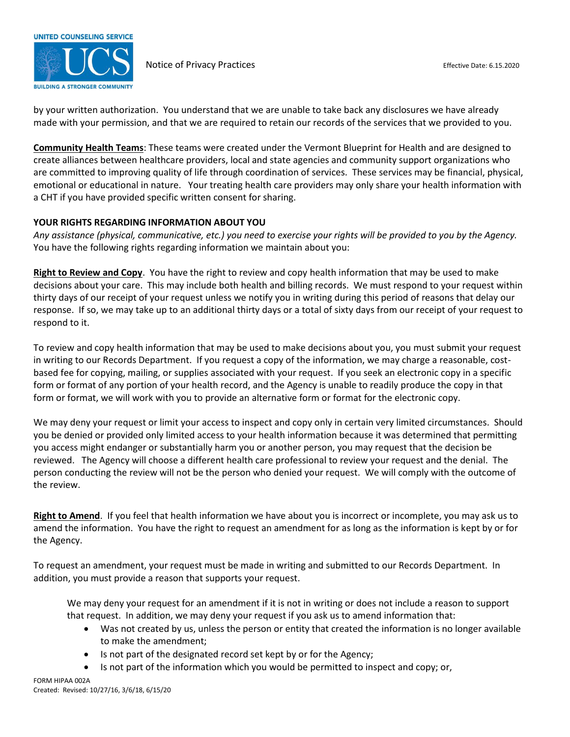by your written authorization. You understand that we are unable to take back any disclosures we have already made with your permission, and that we are required to retain our records of the services that we provided to you.

**Community Health Teams**: These teams were created under the Vermont Blueprint for Health and are designed to create alliances between healthcare providers, local and state agencies and community support organizations who are committed to improving quality of life through coordination of services. These services may be financial, physical, emotional or educational in nature. Your treating health care providers may only share your health information with a CHT if you have provided specific written consent for sharing.

## YOUR RIGHTS REGARDING INFORMATION ABOUT YOU

*Any assistance (physical, communicative, etc.) you need to exercise your rights will be provided to you by the Agency.* You have the following rights regarding information we maintain about you:

**Right to Review and Copy**. You have the right to review and copy health information that may be used to make decisions about your care. This may include both health and billing records. We must respond to your request within thirty days of our receipt of your request unless we notify you in writing during this period of reasons that delay our response. If so, we may take up to an additional thirty days or a total of sixty days from our receipt of your request to respond to it.

To review and copy health information that may be used to make decisions about you, you must submit your request in writing to our Records Department. If you request a copy of the information, we may charge a reasonable, cost-based fee for copying, mailing, or supplies associated with your request. If you seek an electronic copy in a specific form or format of any portion of your health record, and the Agency is unable to readily produce the copy in that form or format, we will work with you to provide an alternative form or format for the electronic copy.

We may deny your request or limit your access to inspect and copy only in certain very limited circumstances. Should you be denied or provided only limited access to your health information because it was determined that permitting you access might endanger or substantially harm you or another person, you may request that the decision be reviewed. The Agency will choose a different health care professional to review your request and the denial. The person conducting the review will not be the person who denied your request. We will comply with the outcome of the review.

**Right to Amend**. If you feel that health information we have about you is incorrect or incomplete, you may ask us to amend the information. You have the right to request an amendment for as long as the information is kept by or for the Agency.

To request an amendment, your request must be made in writing and submitted to our Records Department. In addition, you must provide a reason that supports your request.

We may deny your request for an amendment if it is not in writing or does not include a reason to support that request. In addition, we may deny your request if you ask us to amend information that:

- Was not created by us, unless the person or entity that created the information is no longer available to make the amendment;
- Is not part of the designated record set kept by or for the Agency;
- Is not part of the information which you would be permitted to inspect and copy; or,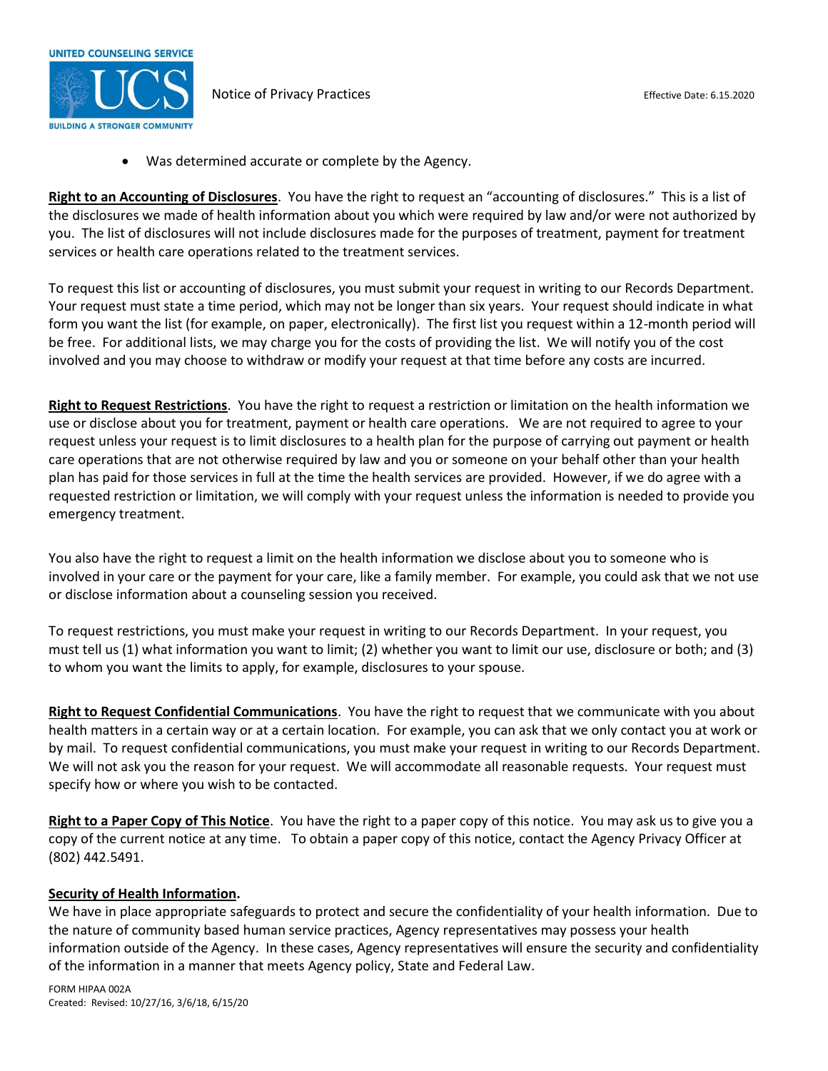- Was determined accurate or complete by the Agency.

**Right to an Accounting of Disclosures**. You have the right to request an "accounting of disclosures." This is a list of the disclosures we made of health information about you which were required by law and/or were not authorized by you. The list of disclosures will not include disclosures made for the purposes of treatment, payment for treatment services or health care operations related to the treatment services.

To request this list or accounting of disclosures, you must submit your request in writing to our Records Department. Your request must state a time period, which may not be longer than six years. Your request should indicate in what form you want the list (for example, on paper, electronically). The first list you request within a 12-month period will be free. For additional lists, we may charge you for the costs of providing the list. We will notify you of the cost involved and you may choose to withdraw or modify your request at that time before any costs are incurred.

**Right to Request Restrictions**. You have the right to request a restriction or limitation on the health information we use or disclose about you for treatment, payment or health care operations. We are not required to agree to your request unless your request is to limit disclosures to a health plan for the purpose of carrying out payment or health care operations that are not otherwise required by law and you or someone on your behalf other than your health plan has paid for those services in full at the time the health services are provided. However, if we do agree with a requested restriction or limitation, we will comply with your request unless the information is needed to provide you emergency treatment.

You also have the right to request a limit on the health information we disclose about you to someone who is involved in your care or the payment for your care, like a family member. For example, you could ask that we not use or disclose information about a counseling session you received.

To request restrictions, you must make your request in writing to our Records Department. In your request, you must tell us (1) what information you want to limit; (2) whether you want to limit our use, disclosure or both; and (3) to whom you want the limits to apply, for example, disclosures to your spouse.

**Right to Request Confidential Communications**. You have the right to request that we communicate with you about health matters in a certain way or at a certain location. For example, you can ask that we only contact you at work or by mail. To request confidential communications, you must make your request in writing to our Records Department. We will not ask you the reason for your request. We will accommodate all reasonable requests. Your request must specify how or where you wish to be contacted.

**Right to a Paper Copy of This Notice**. You have the right to a paper copy of this notice. You may ask us to give you a copy of the current notice at any time. To obtain a paper copy of this notice, contact the Agency Privacy Officer at (802) 442.5491.

**Security of Health Information.**

We have in place appropriate safeguards to protect and secure the confidentiality of your health information. Due to the nature of community based human service practices, Agency representatives may possess your health information outside of the Agency. In these cases, Agency representatives will ensure the security and confidentiality of the information in a manner that meets Agency policy, State and Federal Law.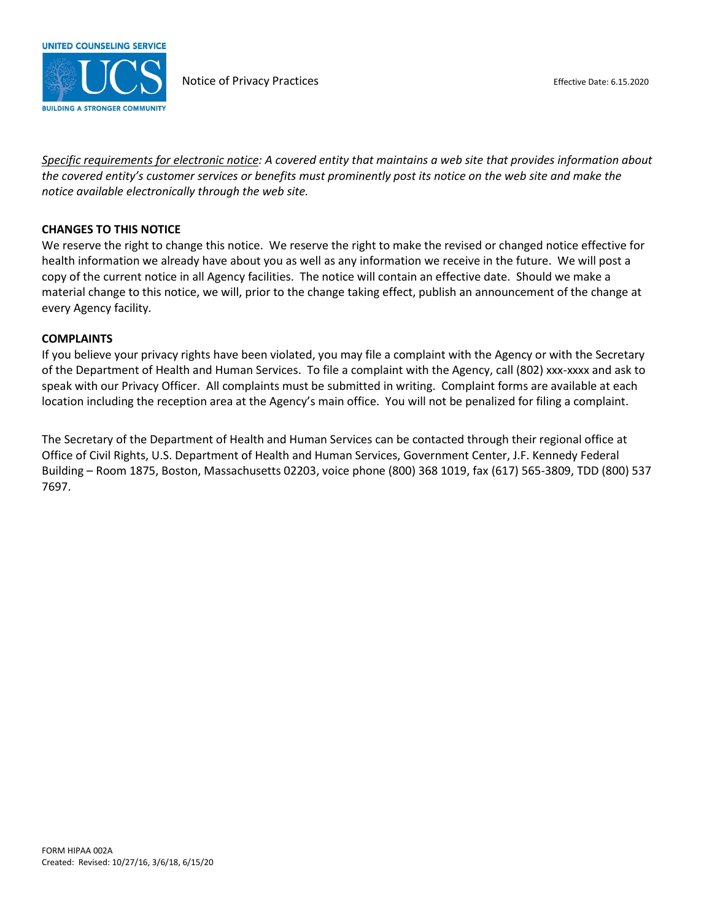*<u>Specific requirements for electronic notice</u>: A covered entity that maintains a web site that provides information about the covered entity's customer services or benefits must prominently post its notice on the web site and make the notice available electronically through the web site.*

**CHANGES TO THIS NOTICE**

We reserve the right to change this notice. We reserve the right to make the revised or changed notice effective for health information we already have about you as well as any information we receive in the future. We will post a copy of the current notice in all Agency facilities. The notice will contain an effective date. Should we make a material change to this notice, we will, prior to the change taking effect, publish an announcement of the change at every Agency facility.

**COMPLAINTS**

If you believe your privacy rights have been violated, you may file a complaint with the Agency or with the Secretary of the Department of Health and Human Services. To file a complaint with the Agency, call (802) xxx-xxxx and ask to speak with our Privacy Officer. All complaints must be submitted in writing. Complaint forms are available at each location including the reception area at the Agency's main office. You will not be penalized for filing a complaint.

The Secretary of the Department of Health and Human Services can be contacted through their regional office at Office of Civil Rights, U.S. Department of Health and Human Services, Government Center, J.F. Kennedy Federal Building – Room 1875, Boston, Massachusetts 02203, voice phone (800) 368 1019, fax (617) 565-3809, TDD (800) 537 7697.